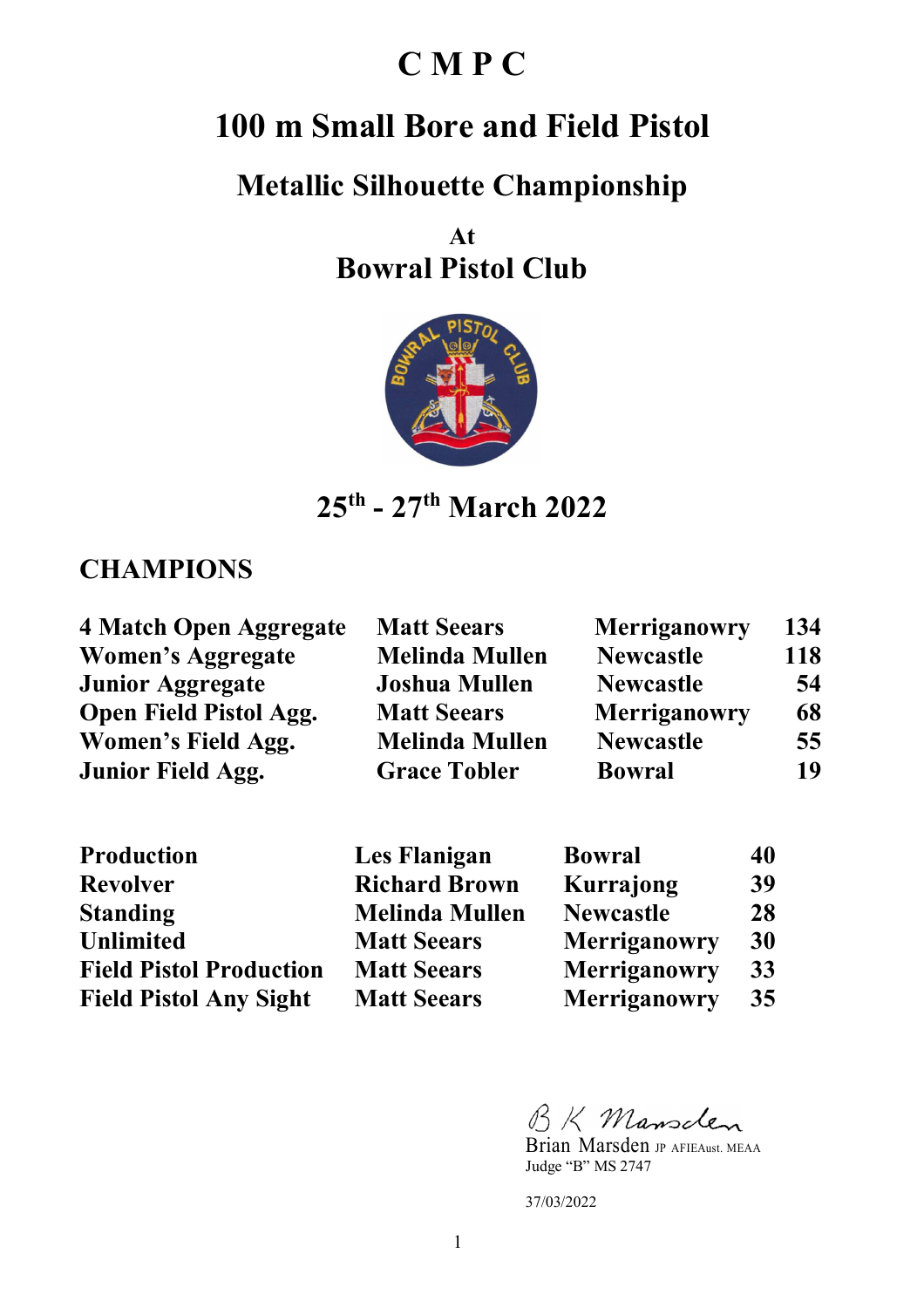# C M P C

## 100 m Small Bore and Field Pistol

## Metallic Silhouette Championship

At

## Bowral Pistol Club

## 25th - 27th March 2022

### CHAMPIONS

| | | | |
|---|---|---|---|
| **4 Match Open Aggregate** | **Matt Seears** | **Merriganowry** | **134** |
| **Women's Aggregate** | **Melinda Mullen** | **Newcastle** | **118** |
| **Junior Aggregate** | **Joshua Mullen** | **Newcastle** | **54** |
| **Open Field Pistol Agg.** | **Matt Seears** | **Merriganowry** | **68** |
| **Women's Field Agg.** | **Melinda Mullen** | **Newcastle** | **55** |
| **Junior Field Agg.** | **Grace Tobler** | **Bowral** | **19** |

| | | | |
|---|---|---|---|
| **Production** | **Les Flanigan** | **Bowral** | **40** |
| **Revolver** | **Richard Brown** | **Kurrajong** | **39** |
| **Standing** | **Melinda Mullen** | **Newcastle** | **28** |
| **Unlimited** | **Matt Seears** | **Merriganowry** | **30** |
| **Field Pistol Production** | **Matt Seears** | **Merriganowry** | **33** |
| **Field Pistol Any Sight** | **Matt Seears** | **Merriganowry** | **35** |

B K Marsden

Brian Marsden JP AFIEAust. MEAA
Judge "B" MS 2747

37/03/2022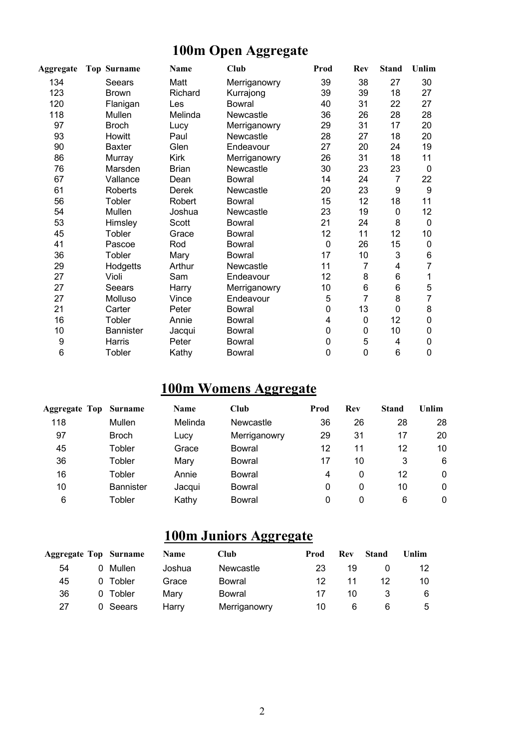# 100m Open Aggregate

| Aggregate | Top | Surname | Name | Club | Prod | Rev | Stand | Unlim |
|---|---|---|---|---|---|---|---|---|
| 134 | | Seears | Matt | Merriganowry | 39 | 38 | 27 | 30 |
| 123 | | Brown | Richard | Kurrajong | 39 | 39 | 18 | 27 |
| 120 | | Flanigan | Les | Bowral | 40 | 31 | 22 | 27 |
| 118 | | Mullen | Melinda | Newcastle | 36 | 26 | 28 | 28 |
| 97 | | Broch | Lucy | Merriganowry | 29 | 31 | 17 | 20 |
| 93 | | Howitt | Paul | Newcastle | 28 | 27 | 18 | 20 |
| 90 | | Baxter | Glen | Endeavour | 27 | 20 | 24 | 19 |
| 86 | | Murray | Kirk | Merriganowry | 26 | 31 | 18 | 11 |
| 76 | | Marsden | Brian | Newcastle | 30 | 23 | 23 | 0 |
| 67 | | Vallance | Dean | Bowral | 14 | 24 | 7 | 22 |
| 61 | | Roberts | Derek | Newcastle | 20 | 23 | 9 | 9 |
| 56 | | Tobler | Robert | Bowral | 15 | 12 | 18 | 11 |
| 54 | | Mullen | Joshua | Newcastle | 23 | 19 | 0 | 12 |
| 53 | | Himsley | Scott | Bowral | 21 | 24 | 8 | 0 |
| 45 | | Tobler | Grace | Bowral | 12 | 11 | 12 | 10 |
| 41 | | Pascoe | Rod | Bowral | 0 | 26 | 15 | 0 |
| 36 | | Tobler | Mary | Bowral | 17 | 10 | 3 | 6 |
| 29 | | Hodgetts | Arthur | Newcastle | 11 | 7 | 4 | 7 |
| 27 | | Violi | Sam | Endeavour | 12 | 8 | 6 | 1 |
| 27 | | Seears | Harry | Merriganowry | 10 | 6 | 6 | 5 |
| 27 | | Molluso | Vince | Endeavour | 5 | 7 | 8 | 7 |
| 21 | | Carter | Peter | Bowral | 0 | 13 | 0 | 8 |
| 16 | | Tobler | Annie | Bowral | 4 | 0 | 12 | 0 |
| 10 | | Bannister | Jacqui | Bowral | 0 | 0 | 10 | 0 |
| 9 | | Harris | Peter | Bowral | 0 | 5 | 4 | 0 |
| 6 | | Tobler | Kathy | Bowral | 0 | 0 | 6 | 0 |

# 100m Womens Aggregate

| Aggregate | Top | Surname | Name | Club | Prod | Rev | Stand | Unlim |
|---|---|---|---|---|---|---|---|---|
| 118 | | Mullen | Melinda | Newcastle | 36 | 26 | 28 | 28 |
| 97 | | Broch | Lucy | Merriganowry | 29 | 31 | 17 | 20 |
| 45 | | Tobler | Grace | Bowral | 12 | 11 | 12 | 10 |
| 36 | | Tobler | Mary | Bowral | 17 | 10 | 3 | 6 |
| 16 | | Tobler | Annie | Bowral | 4 | 0 | 12 | 0 |
| 10 | | Bannister | Jacqui | Bowral | 0 | 0 | 10 | 0 |
| 6 | | Tobler | Kathy | Bowral | 0 | 0 | 6 | 0 |

# 100m Juniors Aggregate

| Aggregate | Top | Surname | Name | Club | Prod | Rev | Stand | Unlim |
|---|---|---|---|---|---|---|---|---|
| 54 | 0 | Mullen | Joshua | Newcastle | 23 | 19 | 0 | 12 |
| 45 | 0 | Tobler | Grace | Bowral | 12 | 11 | 12 | 10 |
| 36 | 0 | Tobler | Mary | Bowral | 17 | 10 | 3 | 6 |
| 27 | 0 | Seears | Harry | Merriganowry | 10 | 6 | 6 | 5 |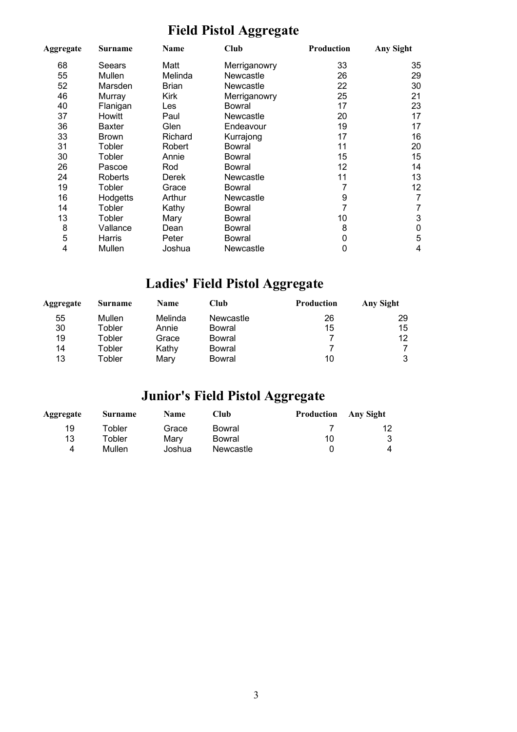# Field Pistol Aggregate

| Aggregate | Surname | Name | Club | Production | Any Sight |
|---|---|---|---|---|---|
| 68 | Seears | Matt | Merriganowry | 33 | 35 |
| 55 | Mullen | Melinda | Newcastle | 26 | 29 |
| 52 | Marsden | Brian | Newcastle | 22 | 30 |
| 46 | Murray | Kirk | Merriganowry | 25 | 21 |
| 40 | Flanigan | Les | Bowral | 17 | 23 |
| 37 | Howitt | Paul | Newcastle | 20 | 17 |
| 36 | Baxter | Glen | Endeavour | 19 | 17 |
| 33 | Brown | Richard | Kurrajong | 17 | 16 |
| 31 | Tobler | Robert | Bowral | 11 | 20 |
| 30 | Tobler | Annie | Bowral | 15 | 15 |
| 26 | Pascoe | Rod | Bowral | 12 | 14 |
| 24 | Roberts | Derek | Newcastle | 11 | 13 |
| 19 | Tobler | Grace | Bowral | 7 | 12 |
| 16 | Hodgetts | Arthur | Newcastle | 9 | 7 |
| 14 | Tobler | Kathy | Bowral | 7 | 7 |
| 13 | Tobler | Mary | Bowral | 10 | 3 |
| 8 | Vallance | Dean | Bowral | 8 | 0 |
| 5 | Harris | Peter | Bowral | 0 | 5 |
| 4 | Mullen | Joshua | Newcastle | 0 | 4 |

# Ladies' Field Pistol Aggregate

| Aggregate | Surname | Name | Club | Production | Any Sight |
|---|---|---|---|---|---|
| 55 | Mullen | Melinda | Newcastle | 26 | 29 |
| 30 | Tobler | Annie | Bowral | 15 | 15 |
| 19 | Tobler | Grace | Bowral | 7 | 12 |
| 14 | Tobler | Kathy | Bowral | 7 | 7 |
| 13 | Tobler | Mary | Bowral | 10 | 3 |

# Junior's Field Pistol Aggregate

| Aggregate | Surname | Name | Club | Production | Any Sight |
|---|---|---|---|---|---|
| 19 | Tobler | Grace | Bowral | 7 | 12 |
| 13 | Tobler | Mary | Bowral | 10 | 3 |
| 4 | Mullen | Joshua | Newcastle | 0 | 4 |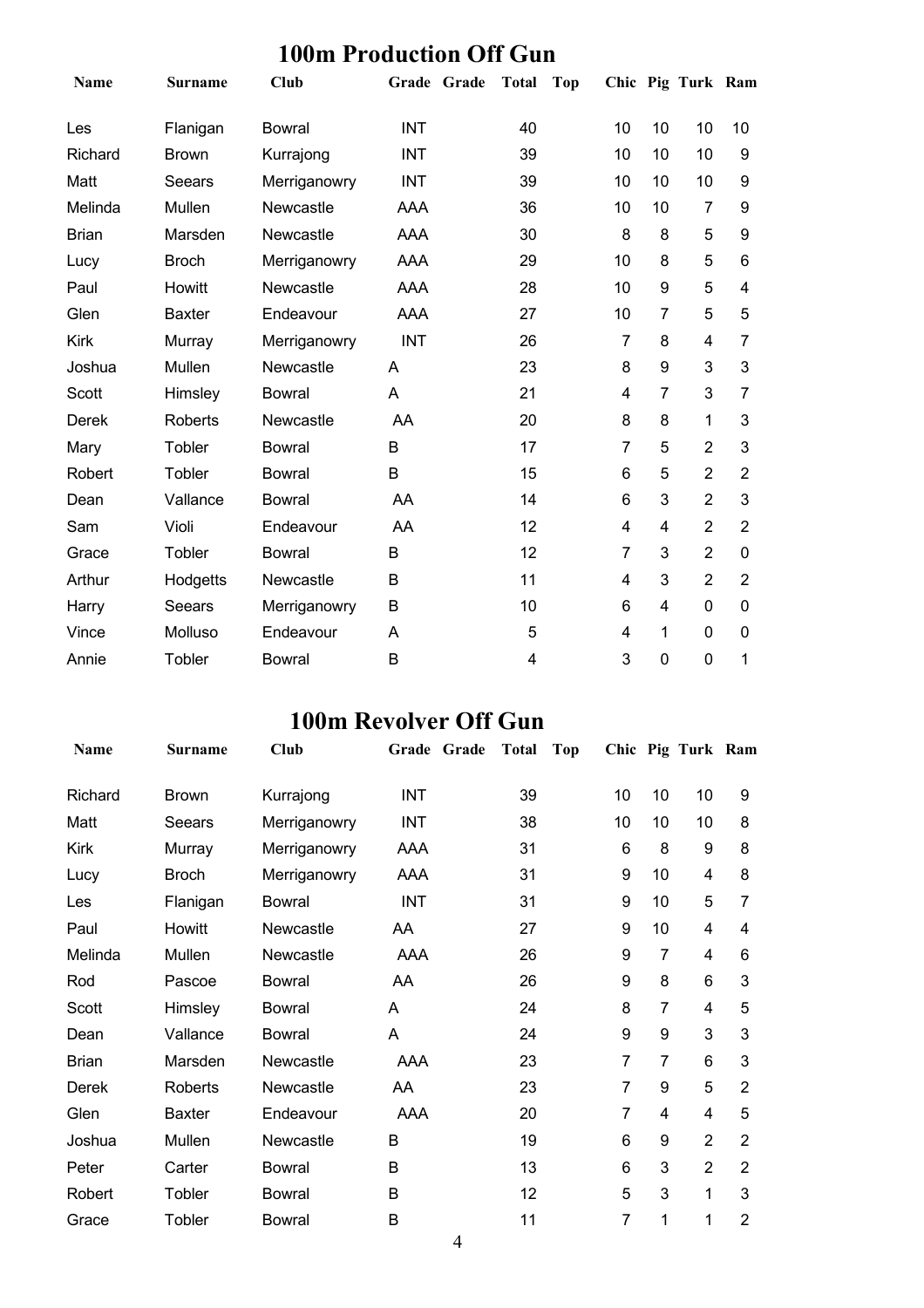## 100m Production Off Gun

| Name | Surname | Club | Grade | Grade | Total | Top | Chic | Pig | Turk | Ram |
|---|---|---|---|---|---|---|---|---|---|---|
| Les | Flanigan | Bowral | INT | | 40 | | 10 | 10 | 10 | 10 |
| Richard | Brown | Kurrajong | INT | | 39 | | 10 | 10 | 10 | 9 |
| Matt | Seears | Merriganowry | INT | | 39 | | 10 | 10 | 10 | 9 |
| Melinda | Mullen | Newcastle | AAA | | 36 | | 10 | 10 | 7 | 9 |
| Brian | Marsden | Newcastle | AAA | | 30 | | 8 | 8 | 5 | 9 |
| Lucy | Broch | Merriganowry | AAA | | 29 | | 10 | 8 | 5 | 6 |
| Paul | Howitt | Newcastle | AAA | | 28 | | 10 | 9 | 5 | 4 |
| Glen | Baxter | Endeavour | AAA | | 27 | | 10 | 7 | 5 | 5 |
| Kirk | Murray | Merriganowry | INT | | 26 | | 7 | 8 | 4 | 7 |
| Joshua | Mullen | Newcastle | A | | 23 | | 8 | 9 | 3 | 3 |
| Scott | Himsley | Bowral | A | | 21 | | 4 | 7 | 3 | 7 |
| Derek | Roberts | Newcastle | AA | | 20 | | 8 | 8 | 1 | 3 |
| Mary | Tobler | Bowral | B | | 17 | | 7 | 5 | 2 | 3 |
| Robert | Tobler | Bowral | B | | 15 | | 6 | 5 | 2 | 2 |
| Dean | Vallance | Bowral | AA | | 14 | | 6 | 3 | 2 | 3 |
| Sam | Violi | Endeavour | AA | | 12 | | 4 | 4 | 2 | 2 |
| Grace | Tobler | Bowral | B | | 12 | | 7 | 3 | 2 | 0 |
| Arthur | Hodgetts | Newcastle | B | | 11 | | 4 | 3 | 2 | 2 |
| Harry | Seears | Merriganowry | B | | 10 | | 6 | 4 | 0 | 0 |
| Vince | Molluso | Endeavour | A | | 5 | | 4 | 1 | 0 | 0 |
| Annie | Tobler | Bowral | B | | 4 | | 3 | 0 | 0 | 1 |

## 100m Revolver Off Gun

| Name | Surname | Club | Grade | Grade | Total | Top | Chic | Pig | Turk | Ram |
|---|---|---|---|---|---|---|---|---|---|---|
| Richard | Brown | Kurrajong | INT | | 39 | | 10 | 10 | 10 | 9 |
| Matt | Seears | Merriganowry | INT | | 38 | | 10 | 10 | 10 | 8 |
| Kirk | Murray | Merriganowry | AAA | | 31 | | 6 | 8 | 9 | 8 |
| Lucy | Broch | Merriganowry | AAA | | 31 | | 9 | 10 | 4 | 8 |
| Les | Flanigan | Bowral | INT | | 31 | | 9 | 10 | 5 | 7 |
| Paul | Howitt | Newcastle | AA | | 27 | | 9 | 10 | 4 | 4 |
| Melinda | Mullen | Newcastle | AAA | | 26 | | 9 | 7 | 4 | 6 |
| Rod | Pascoe | Bowral | AA | | 26 | | 9 | 8 | 6 | 3 |
| Scott | Himsley | Bowral | A | | 24 | | 8 | 7 | 4 | 5 |
| Dean | Vallance | Bowral | A | | 24 | | 9 | 9 | 3 | 3 |
| Brian | Marsden | Newcastle | AAA | | 23 | | 7 | 7 | 6 | 3 |
| Derek | Roberts | Newcastle | AA | | 23 | | 7 | 9 | 5 | 2 |
| Glen | Baxter | Endeavour | AAA | | 20 | | 7 | 4 | 4 | 5 |
| Joshua | Mullen | Newcastle | B | | 19 | | 6 | 9 | 2 | 2 |
| Peter | Carter | Bowral | B | | 13 | | 6 | 3 | 2 | 2 |
| Robert | Tobler | Bowral | B | | 12 | | 5 | 3 | 1 | 3 |
| Grace | Tobler | Bowral | B | | 11 | | 7 | 1 | 1 | 2 |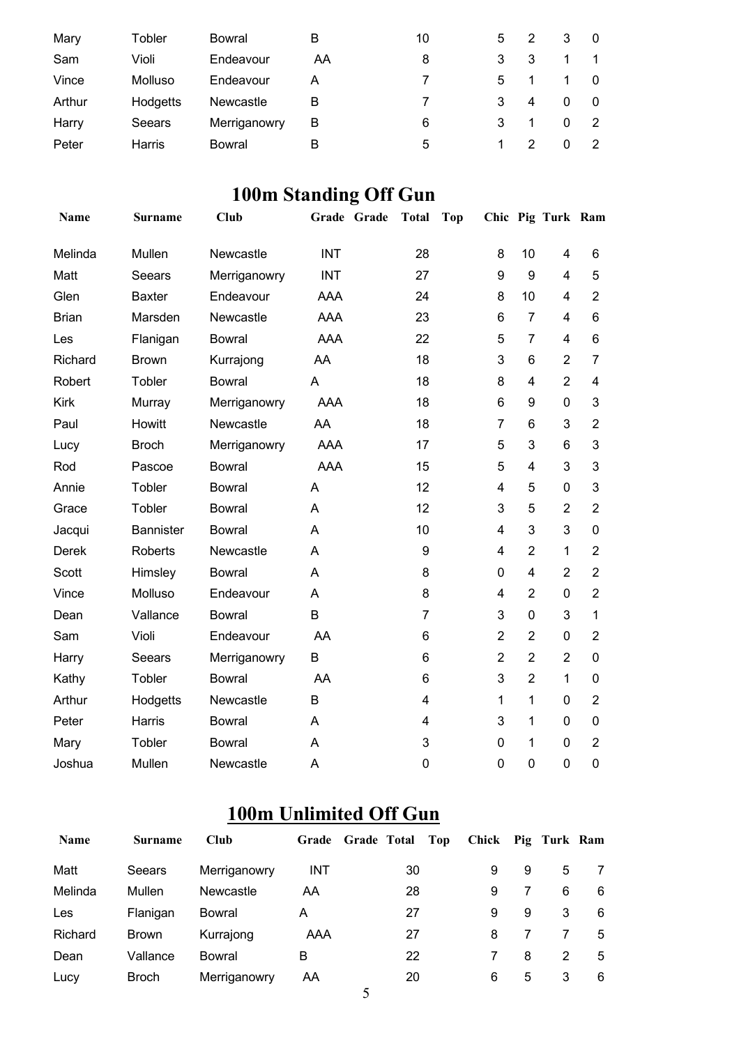| | | | | | | | | | | |
|---|---|---|---|---|---|---|---|---|---|---|
| Mary | Tobler | Bowral | B | | 10 | | 5 | 2 | 3 | 0 |
| Sam | Violi | Endeavour | AA | | 8 | | 3 | 3 | 1 | 1 |
| Vince | Molluso | Endeavour | A | | 7 | | 5 | 1 | 1 | 0 |
| Arthur | Hodgetts | Newcastle | B | | 7 | | 3 | 4 | 0 | 0 |
| Harry | Seears | Merriganowry | B | | 6 | | 3 | 1 | 0 | 2 |
| Peter | Harris | Bowral | B | | 5 | | 1 | 2 | 0 | 2 |

# 100m Standing Off Gun

| Name | Surname | Club | Grade | Grade | Total | Top | Chic | Pig | Turk | Ram |
|---|---|---|---|---|---|---|---|---|---|---|
| Melinda | Mullen | Newcastle | INT | | 28 | | 8 | 10 | 4 | 6 |
| Matt | Seears | Merriganowry | INT | | 27 | | 9 | 9 | 4 | 5 |
| Glen | Baxter | Endeavour | AAA | | 24 | | 8 | 10 | 4 | 2 |
| Brian | Marsden | Newcastle | AAA | | 23 | | 6 | 7 | 4 | 6 |
| Les | Flanigan | Bowral | AAA | | 22 | | 5 | 7 | 4 | 6 |
| Richard | Brown | Kurrajong | AA | | 18 | | 3 | 6 | 2 | 7 |
| Robert | Tobler | Bowral | A | | 18 | | 8 | 4 | 2 | 4 |
| Kirk | Murray | Merriganowry | AAA | | 18 | | 6 | 9 | 0 | 3 |
| Paul | Howitt | Newcastle | AA | | 18 | | 7 | 6 | 3 | 2 |
| Lucy | Broch | Merriganowry | AAA | | 17 | | 5 | 3 | 6 | 3 |
| Rod | Pascoe | Bowral | AAA | | 15 | | 5 | 4 | 3 | 3 |
| Annie | Tobler | Bowral | A | | 12 | | 4 | 5 | 0 | 3 |
| Grace | Tobler | Bowral | A | | 12 | | 3 | 5 | 2 | 2 |
| Jacqui | Bannister | Bowral | A | | 10 | | 4 | 3 | 3 | 0 |
| Derek | Roberts | Newcastle | A | | 9 | | 4 | 2 | 1 | 2 |
| Scott | Himsley | Bowral | A | | 8 | | 0 | 4 | 2 | 2 |
| Vince | Molluso | Endeavour | A | | 8 | | 4 | 2 | 0 | 2 |
| Dean | Vallance | Bowral | B | | 7 | | 3 | 0 | 3 | 1 |
| Sam | Violi | Endeavour | AA | | 6 | | 2 | 2 | 0 | 2 |
| Harry | Seears | Merriganowry | B | | 6 | | 2 | 2 | 2 | 0 |
| Kathy | Tobler | Bowral | AA | | 6 | | 3 | 2 | 1 | 0 |
| Arthur | Hodgetts | Newcastle | B | | 4 | | 1 | 1 | 0 | 2 |
| Peter | Harris | Bowral | A | | 4 | | 3 | 1 | 0 | 0 |
| Mary | Tobler | Bowral | A | | 3 | | 0 | 1 | 0 | 2 |
| Joshua | Mullen | Newcastle | A | | 0 | | 0 | 0 | 0 | 0 |

# 100m Unlimited Off Gun

| Name | Surname | Club | Grade | Grade | Total | Top | Chick | Pig | Turk | Ram |
|---|---|---|---|---|---|---|---|---|---|---|
| Matt | Seears | Merriganowry | INT | | 30 | | 9 | 9 | 5 | 7 |
| Melinda | Mullen | Newcastle | AA | | 28 | | 9 | 7 | 6 | 6 |
| Les | Flanigan | Bowral | A | | 27 | | 9 | 9 | 3 | 6 |
| Richard | Brown | Kurrajong | AAA | | 27 | | 8 | 7 | 7 | 5 |
| Dean | Vallance | Bowral | B | | 22 | | 7 | 8 | 2 | 5 |
| Lucy | Broch | Merriganowry | AA | | 20 | | 6 | 5 | 3 | 6 |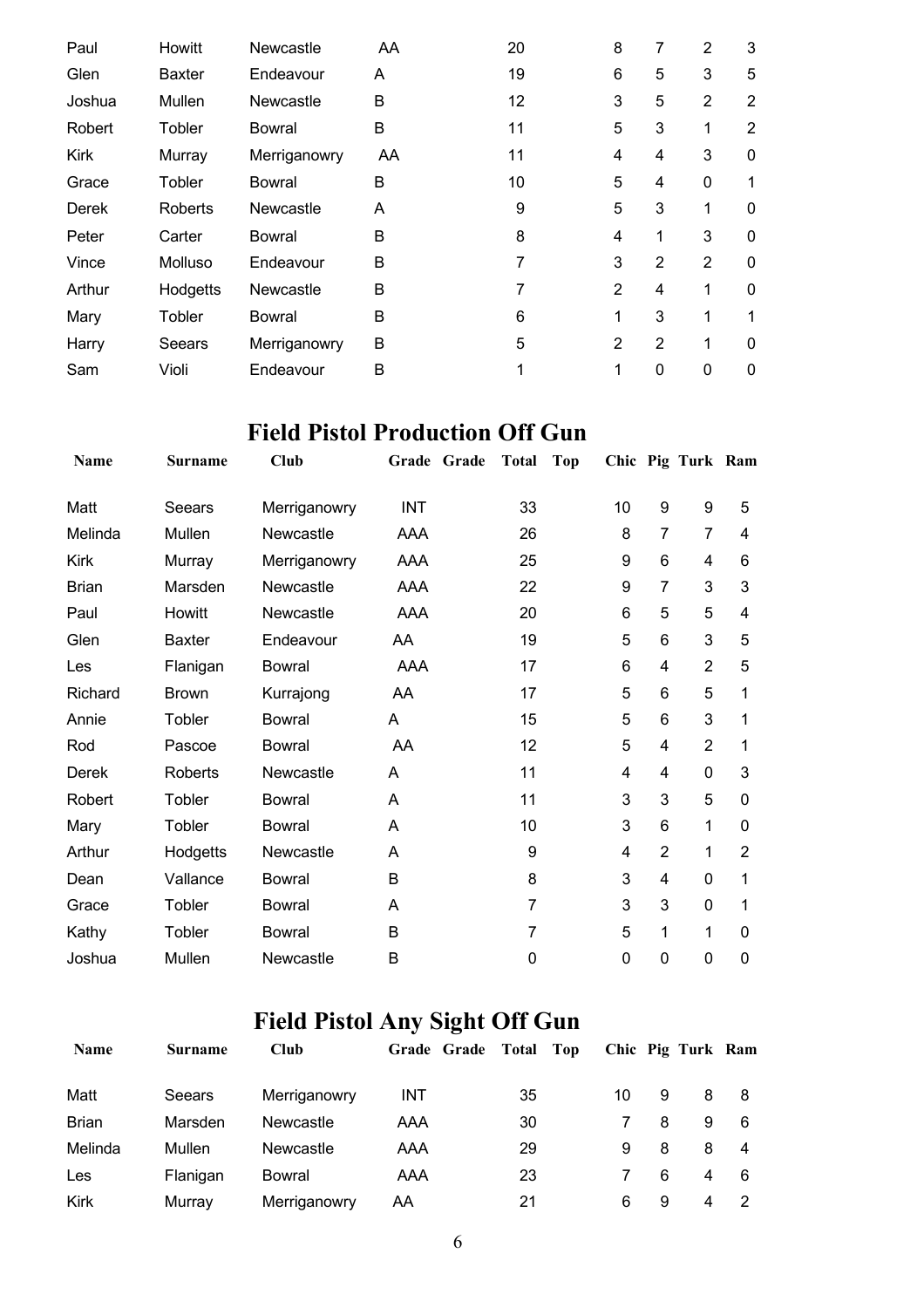| | | | | | | | | | | |
|---|---|---|---|---|---|---|---|---|---|---|
| Paul | Howitt | Newcastle | AA | | 20 | | 8 | 7 | 2 | 3 |
| Glen | Baxter | Endeavour | A | | 19 | | 6 | 5 | 3 | 5 |
| Joshua | Mullen | Newcastle | B | | 12 | | 3 | 5 | 2 | 2 |
| Robert | Tobler | Bowral | B | | 11 | | 5 | 3 | 1 | 2 |
| Kirk | Murray | Merriganowry | AA | | 11 | | 4 | 4 | 3 | 0 |
| Grace | Tobler | Bowral | B | | 10 | | 5 | 4 | 0 | 1 |
| Derek | Roberts | Newcastle | A | | 9 | | 5 | 3 | 1 | 0 |
| Peter | Carter | Bowral | B | | 8 | | 4 | 1 | 3 | 0 |
| Vince | Molluso | Endeavour | B | | 7 | | 3 | 2 | 2 | 0 |
| Arthur | Hodgetts | Newcastle | B | | 7 | | 2 | 4 | 1 | 0 |
| Mary | Tobler | Bowral | B | | 6 | | 1 | 3 | 1 | 1 |
| Harry | Seears | Merriganowry | B | | 5 | | 2 | 2 | 1 | 0 |
| Sam | Violi | Endeavour | B | | 1 | | 1 | 0 | 0 | 0 |

## Field Pistol Production Off Gun

| Name | Surname | Club | Grade | Grade | Total | Top | Chic | Pig | Turk | Ram |
|---|---|---|---|---|---|---|---|---|---|---|
| Matt | Seears | Merriganowry | INT | | 33 | | 10 | 9 | 9 | 5 |
| Melinda | Mullen | Newcastle | AAA | | 26 | | 8 | 7 | 7 | 4 |
| Kirk | Murray | Merriganowry | AAA | | 25 | | 9 | 6 | 4 | 6 |
| Brian | Marsden | Newcastle | AAA | | 22 | | 9 | 7 | 3 | 3 |
| Paul | Howitt | Newcastle | AAA | | 20 | | 6 | 5 | 5 | 4 |
| Glen | Baxter | Endeavour | AA | | 19 | | 5 | 6 | 3 | 5 |
| Les | Flanigan | Bowral | AAA | | 17 | | 6 | 4 | 2 | 5 |
| Richard | Brown | Kurrajong | AA | | 17 | | 5 | 6 | 5 | 1 |
| Annie | Tobler | Bowral | A | | 15 | | 5 | 6 | 3 | 1 |
| Rod | Pascoe | Bowral | AA | | 12 | | 5 | 4 | 2 | 1 |
| Derek | Roberts | Newcastle | A | | 11 | | 4 | 4 | 0 | 3 |
| Robert | Tobler | Bowral | A | | 11 | | 3 | 3 | 5 | 0 |
| Mary | Tobler | Bowral | A | | 10 | | 3 | 6 | 1 | 0 |
| Arthur | Hodgetts | Newcastle | A | | 9 | | 4 | 2 | 1 | 2 |
| Dean | Vallance | Bowral | B | | 8 | | 3 | 4 | 0 | 1 |
| Grace | Tobler | Bowral | A | | 7 | | 3 | 3 | 0 | 1 |
| Kathy | Tobler | Bowral | B | | 7 | | 5 | 1 | 1 | 0 |
| Joshua | Mullen | Newcastle | B | | 0 | | 0 | 0 | 0 | 0 |

## Field Pistol Any Sight Off Gun

| Name | Surname | Club | Grade | Grade | Total | Top | Chic | Pig | Turk | Ram |
|---|---|---|---|---|---|---|---|---|---|---|
| Matt | Seears | Merriganowry | INT | | 35 | | 10 | 9 | 8 | 8 |
| Brian | Marsden | Newcastle | AAA | | 30 | | 7 | 8 | 9 | 6 |
| Melinda | Mullen | Newcastle | AAA | | 29 | | 9 | 8 | 8 | 4 |
| Les | Flanigan | Bowral | AAA | | 23 | | 7 | 6 | 4 | 6 |
| Kirk | Murray | Merriganowry | AA | | 21 | | 6 | 9 | 4 | 2 |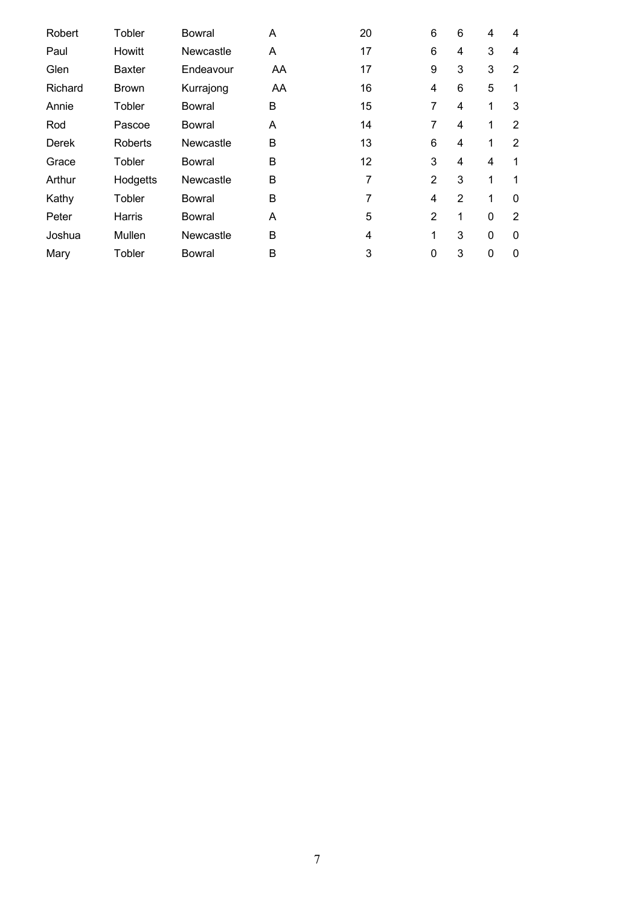| | | | | | | | | |
|---|---|---|---|---|---|---|---|---|
| Robert | Tobler | Bowral | A | 20 | 6 | 6 | 4 | 4 |
| Paul | Howitt | Newcastle | A | 17 | 6 | 4 | 3 | 4 |
| Glen | Baxter | Endeavour | AA | 17 | 9 | 3 | 3 | 2 |
| Richard | Brown | Kurrajong | AA | 16 | 4 | 6 | 5 | 1 |
| Annie | Tobler | Bowral | B | 15 | 7 | 4 | 1 | 3 |
| Rod | Pascoe | Bowral | A | 14 | 7 | 4 | 1 | 2 |
| Derek | Roberts | Newcastle | B | 13 | 6 | 4 | 1 | 2 |
| Grace | Tobler | Bowral | B | 12 | 3 | 4 | 4 | 1 |
| Arthur | Hodgetts | Newcastle | B | 7 | 2 | 3 | 1 | 1 |
| Kathy | Tobler | Bowral | B | 7 | 4 | 2 | 1 | 0 |
| Peter | Harris | Bowral | A | 5 | 2 | 1 | 0 | 2 |
| Joshua | Mullen | Newcastle | B | 4 | 1 | 3 | 0 | 0 |
| Mary | Tobler | Bowral | B | 3 | 0 | 3 | 0 | 0 |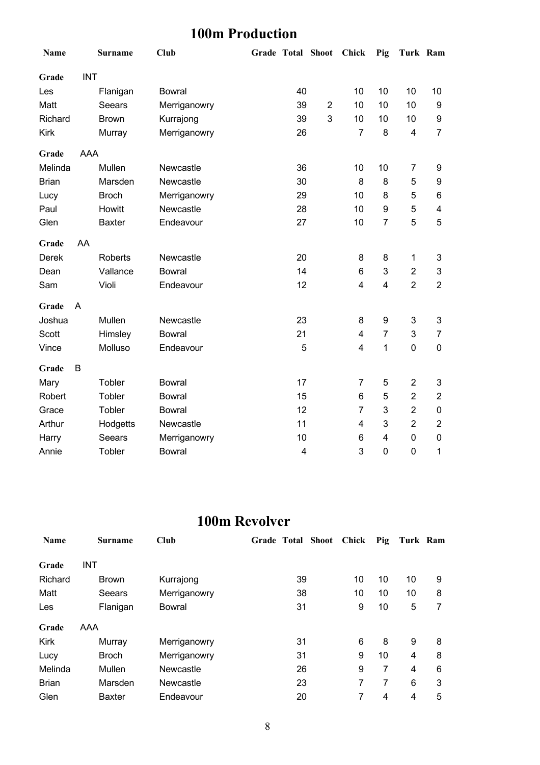# 100m Production

| Name | Surname | Club | Grade | Total | Shoot | Chick | Pig | Turk | Ram |
|---|---|---|---|---|---|---|---|---|---|
| **Grade** | INT | | | | | | | | |
| Les | Flanigan | Bowral | | 40 | | 10 | 10 | 10 | 10 |
| Matt | Seears | Merriganowry | | 39 | 2 | 10 | 10 | 10 | 9 |
| Richard | Brown | Kurrajong | | 39 | 3 | 10 | 10 | 10 | 9 |
| Kirk | Murray | Merriganowry | | 26 | | 7 | 8 | 4 | 7 |
| **Grade** | AAA | | | | | | | | |
| Melinda | Mullen | Newcastle | | 36 | | 10 | 10 | 7 | 9 |
| Brian | Marsden | Newcastle | | 30 | | 8 | 8 | 5 | 9 |
| Lucy | Broch | Merriganowry | | 29 | | 10 | 8 | 5 | 6 |
| Paul | Howitt | Newcastle | | 28 | | 10 | 9 | 5 | 4 |
| Glen | Baxter | Endeavour | | 27 | | 10 | 7 | 5 | 5 |
| **Grade** | AA | | | | | | | | |
| Derek | Roberts | Newcastle | | 20 | | 8 | 8 | 1 | 3 |
| Dean | Vallance | Bowral | | 14 | | 6 | 3 | 2 | 3 |
| Sam | Violi | Endeavour | | 12 | | 4 | 4 | 2 | 2 |
| **Grade** | A | | | | | | | | |
| Joshua | Mullen | Newcastle | | 23 | | 8 | 9 | 3 | 3 |
| Scott | Himsley | Bowral | | 21 | | 4 | 7 | 3 | 7 |
| Vince | Molluso | Endeavour | | 5 | | 4 | 1 | 0 | 0 |
| **Grade** | B | | | | | | | | |
| Mary | Tobler | Bowral | | 17 | | 7 | 5 | 2 | 3 |
| Robert | Tobler | Bowral | | 15 | | 6 | 5 | 2 | 2 |
| Grace | Tobler | Bowral | | 12 | | 7 | 3 | 2 | 0 |
| Arthur | Hodgetts | Newcastle | | 11 | | 4 | 3 | 2 | 2 |
| Harry | Seears | Merriganowry | | 10 | | 6 | 4 | 0 | 0 |
| Annie | Tobler | Bowral | | 4 | | 3 | 0 | 0 | 1 |

# 100m Revolver

| Name | Surname | Club | Grade | Total | Shoot | Chick | Pig | Turk | Ram |
|---|---|---|---|---|---|---|---|---|---|
| **Grade** | INT | | | | | | | | |
| Richard | Brown | Kurrajong | | 39 | | 10 | 10 | 10 | 9 |
| Matt | Seears | Merriganowry | | 38 | | 10 | 10 | 10 | 8 |
| Les | Flanigan | Bowral | | 31 | | 9 | 10 | 5 | 7 |
| **Grade** | AAA | | | | | | | | |
| Kirk | Murray | Merriganowry | | 31 | | 6 | 8 | 9 | 8 |
| Lucy | Broch | Merriganowry | | 31 | | 9 | 10 | 4 | 8 |
| Melinda | Mullen | Newcastle | | 26 | | 9 | 7 | 4 | 6 |
| Brian | Marsden | Newcastle | | 23 | | 7 | 7 | 6 | 3 |
| Glen | Baxter | Endeavour | | 20 | | 7 | 4 | 4 | 5 |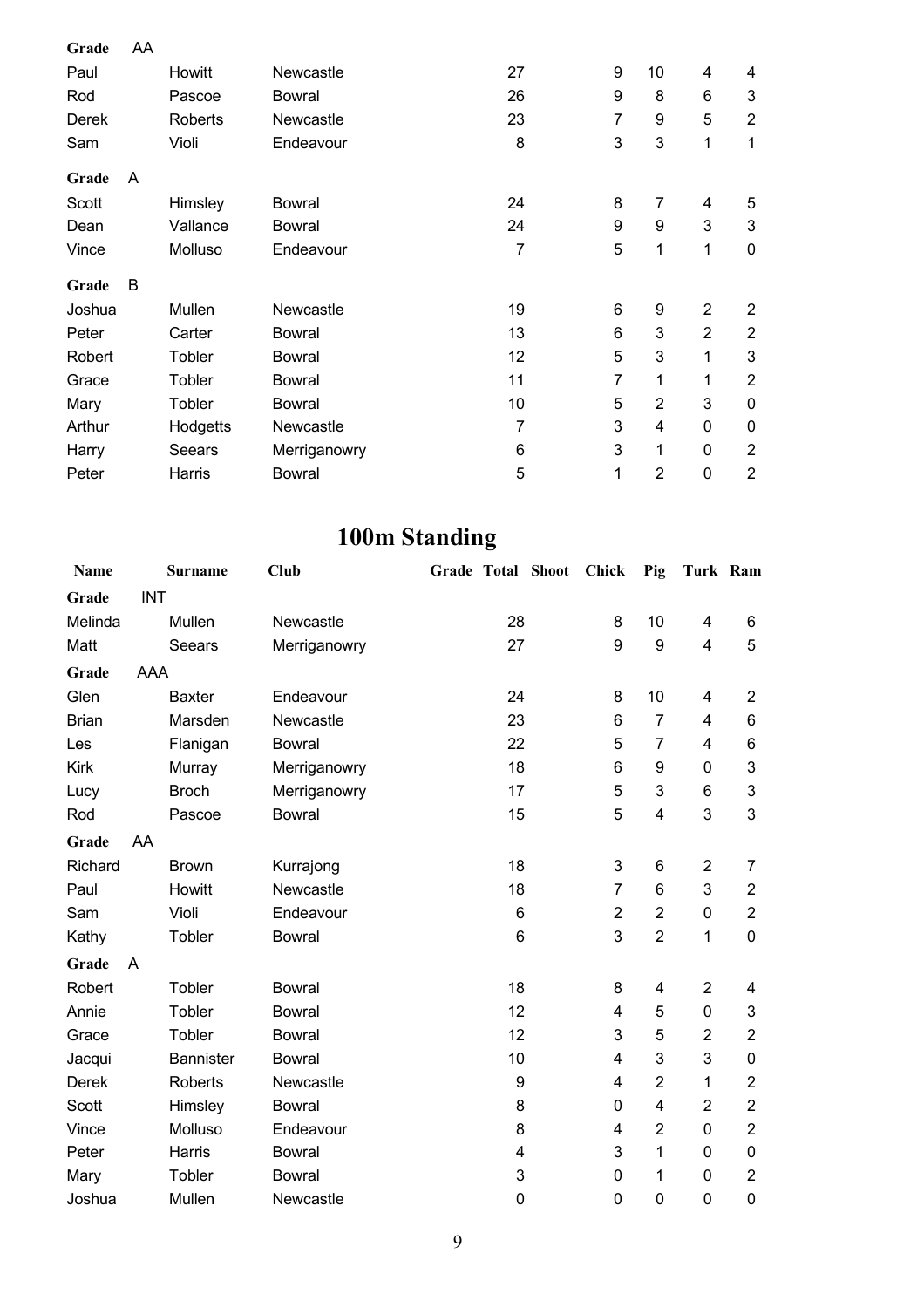| | | | | | | | | | | |
|---|---|---|---|---|---|---|---|---|---|---|
| **Grade** | AA | | | | | | | | | |
| Paul | Howitt | Newcastle | | 27 | | 9 | 10 | 4 | 4 |
| Rod | Pascoe | Bowral | | 26 | | 9 | 8 | 6 | 3 |
| Derek | Roberts | Newcastle | | 23 | | 7 | 9 | 5 | 2 |
| Sam | Violi | Endeavour | | 8 | | 3 | 3 | 1 | 1 |
| **Grade** | A | | | | | | | | |
| Scott | Himsley | Bowral | | 24 | | 8 | 7 | 4 | 5 |
| Dean | Vallance | Bowral | | 24 | | 9 | 9 | 3 | 3 |
| Vince | Molluso | Endeavour | | 7 | | 5 | 1 | 1 | 0 |
| **Grade** | B | | | | | | | | |
| Joshua | Mullen | Newcastle | | 19 | | 6 | 9 | 2 | 2 |
| Peter | Carter | Bowral | | 13 | | 6 | 3 | 2 | 2 |
| Robert | Tobler | Bowral | | 12 | | 5 | 3 | 1 | 3 |
| Grace | Tobler | Bowral | | 11 | | 7 | 1 | 1 | 2 |
| Mary | Tobler | Bowral | | 10 | | 5 | 2 | 3 | 0 |
| Arthur | Hodgetts | Newcastle | | 7 | | 3 | 4 | 0 | 0 |
| Harry | Seears | Merriganowry | | 6 | | 3 | 1 | 0 | 2 |
| Peter | Harris | Bowral | | 5 | | 1 | 2 | 0 | 2 |

# 100m Standing

| Name | Surname | Club | Grade | Total | Shoot | Chick | Pig | Turk | Ram |
|---|---|---|---|---|---|---|---|---|---|
| **Grade** | INT | | | | | | | | |
| Melinda | Mullen | Newcastle | | 28 | | 8 | 10 | 4 | 6 |
| Matt | Seears | Merriganowry | | 27 | | 9 | 9 | 4 | 5 |
| **Grade** | AAA | | | | | | | | |
| Glen | Baxter | Endeavour | | 24 | | 8 | 10 | 4 | 2 |
| Brian | Marsden | Newcastle | | 23 | | 6 | 7 | 4 | 6 |
| Les | Flanigan | Bowral | | 22 | | 5 | 7 | 4 | 6 |
| Kirk | Murray | Merriganowry | | 18 | | 6 | 9 | 0 | 3 |
| Lucy | Broch | Merriganowry | | 17 | | 5 | 3 | 6 | 3 |
| Rod | Pascoe | Bowral | | 15 | | 5 | 4 | 3 | 3 |
| **Grade** | AA | | | | | | | | |
| Richard | Brown | Kurrajong | | 18 | | 3 | 6 | 2 | 7 |
| Paul | Howitt | Newcastle | | 18 | | 7 | 6 | 3 | 2 |
| Sam | Violi | Endeavour | | 6 | | 2 | 2 | 0 | 2 |
| Kathy | Tobler | Bowral | | 6 | | 3 | 2 | 1 | 0 |
| **Grade** | A | | | | | | | | |
| Robert | Tobler | Bowral | | 18 | | 8 | 4 | 2 | 4 |
| Annie | Tobler | Bowral | | 12 | | 4 | 5 | 0 | 3 |
| Grace | Tobler | Bowral | | 12 | | 3 | 5 | 2 | 2 |
| Jacqui | Bannister | Bowral | | 10 | | 4 | 3 | 3 | 0 |
| Derek | Roberts | Newcastle | | 9 | | 4 | 2 | 1 | 2 |
| Scott | Himsley | Bowral | | 8 | | 0 | 4 | 2 | 2 |
| Vince | Molluso | Endeavour | | 8 | | 4 | 2 | 0 | 2 |
| Peter | Harris | Bowral | | 4 | | 3 | 1 | 0 | 0 |
| Mary | Tobler | Bowral | | 3 | | 0 | 1 | 0 | 2 |
| Joshua | Mullen | Newcastle | | 0 | | 0 | 0 | 0 | 0 |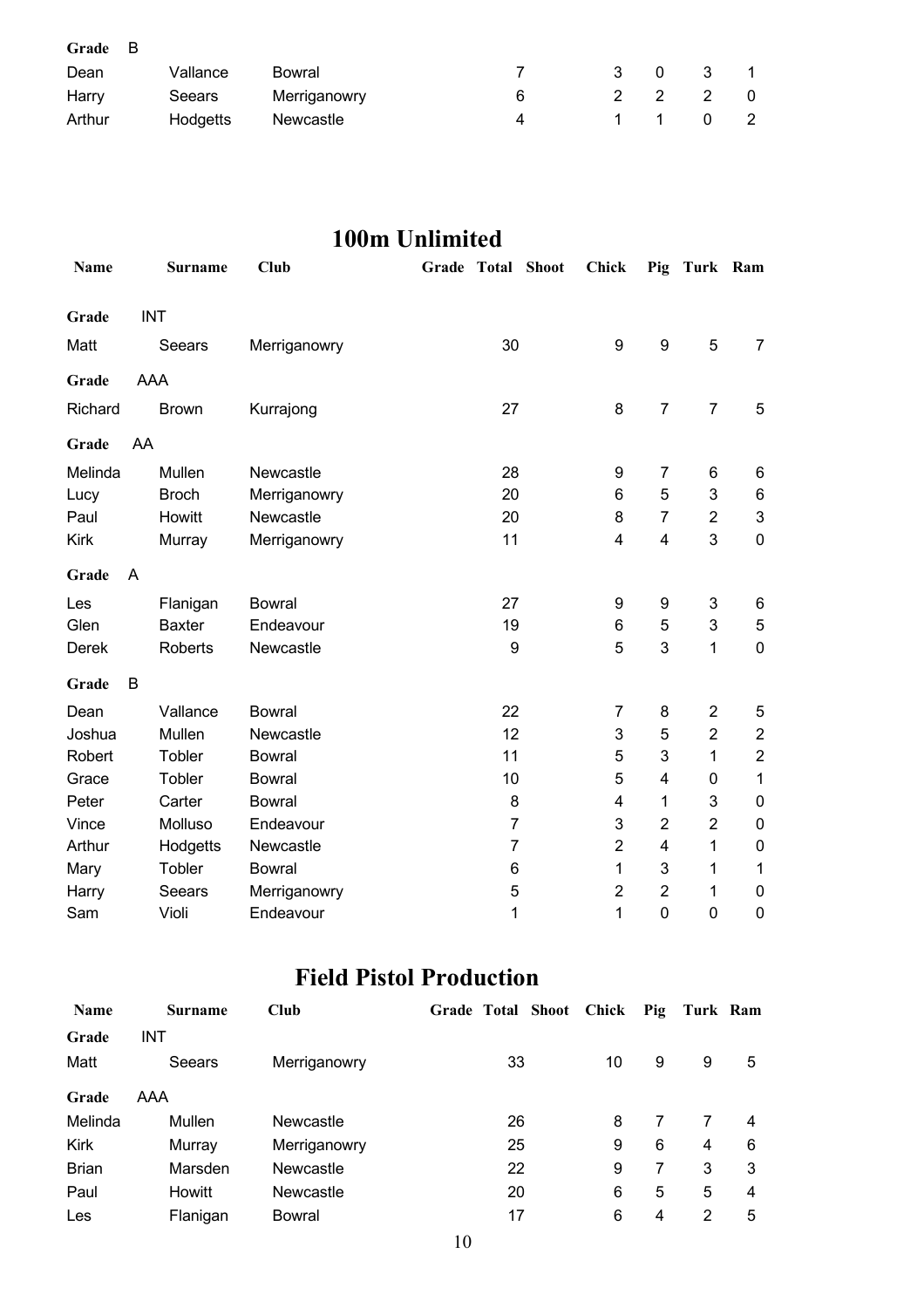| Grade | B | | | | | | | | |
|---|---|---|---|---|---|---|---|---|---|
| Dean | Vallance | Bowral | | 7 | | 3 | 0 | 3 | 1 |
| Harry | Seears | Merriganowry | | 6 | | 2 | 2 | 2 | 0 |
| Arthur | Hodgetts | Newcastle | | 4 | | 1 | 1 | 0 | 2 |

## 100m Unlimited

| Name | Surname | Club | Grade | Total | Shoot | Chick | Pig | Turk | Ram |
|---|---|---|---|---|---|---|---|---|---|
| **Grade** | INT | | | | | | | | |
| Matt | Seears | Merriganowry | | 30 | | 9 | 9 | 5 | 7 |
| **Grade** | AAA | | | | | | | | |
| Richard | Brown | Kurrajong | | 27 | | 8 | 7 | 7 | 5 |
| **Grade** | AA | | | | | | | | |
| Melinda | Mullen | Newcastle | | 28 | | 9 | 7 | 6 | 6 |
| Lucy | Broch | Merriganowry | | 20 | | 6 | 5 | 3 | 6 |
| Paul | Howitt | Newcastle | | 20 | | 8 | 7 | 2 | 3 |
| Kirk | Murray | Merriganowry | | 11 | | 4 | 4 | 3 | 0 |
| **Grade** | A | | | | | | | | |
| Les | Flanigan | Bowral | | 27 | | 9 | 9 | 3 | 6 |
| Glen | Baxter | Endeavour | | 19 | | 6 | 5 | 3 | 5 |
| Derek | Roberts | Newcastle | | 9 | | 5 | 3 | 1 | 0 |
| **Grade** | B | | | | | | | | |
| Dean | Vallance | Bowral | | 22 | | 7 | 8 | 2 | 5 |
| Joshua | Mullen | Newcastle | | 12 | | 3 | 5 | 2 | 2 |
| Robert | Tobler | Bowral | | 11 | | 5 | 3 | 1 | 2 |
| Grace | Tobler | Bowral | | 10 | | 5 | 4 | 0 | 1 |
| Peter | Carter | Bowral | | 8 | | 4 | 1 | 3 | 0 |
| Vince | Molluso | Endeavour | | 7 | | 3 | 2 | 2 | 0 |
| Arthur | Hodgetts | Newcastle | | 7 | | 2 | 4 | 1 | 0 |
| Mary | Tobler | Bowral | | 6 | | 1 | 3 | 1 | 1 |
| Harry | Seears | Merriganowry | | 5 | | 2 | 2 | 1 | 0 |
| Sam | Violi | Endeavour | | 1 | | 1 | 0 | 0 | 0 |

## Field Pistol Production

| Name | Surname | Club | Grade | Total | Shoot | Chick | Pig | Turk | Ram |
|---|---|---|---|---|---|---|---|---|---|
| **Grade** | INT | | | | | | | | |
| Matt | Seears | Merriganowry | | 33 | | 10 | 9 | 9 | 5 |
| **Grade** | AAA | | | | | | | | |
| Melinda | Mullen | Newcastle | | 26 | | 8 | 7 | 7 | 4 |
| Kirk | Murray | Merriganowry | | 25 | | 9 | 6 | 4 | 6 |
| Brian | Marsden | Newcastle | | 22 | | 9 | 7 | 3 | 3 |
| Paul | Howitt | Newcastle | | 20 | | 6 | 5 | 5 | 4 |
| Les | Flanigan | Bowral | | 17 | | 6 | 4 | 2 | 5 |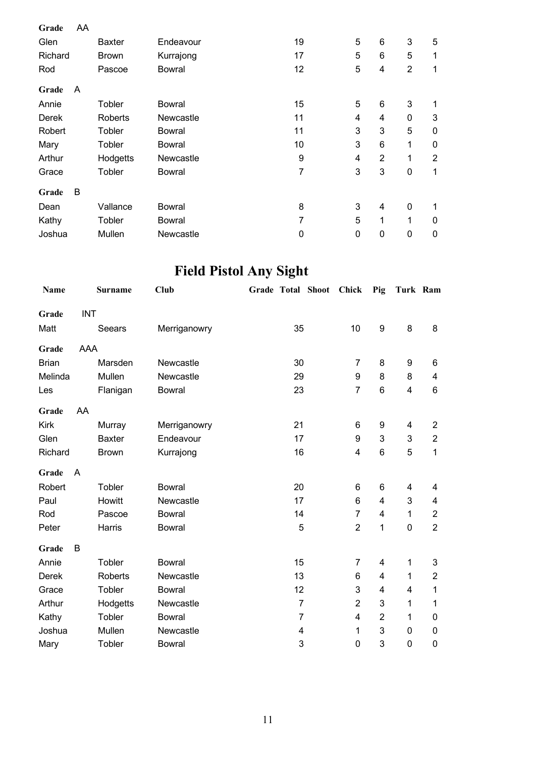| | | | | | | | | | |
|---|---|---|---|---|---|---|---|---|---|
| **Grade** | AA | | | | | | | | |
| Glen | Baxter | Endeavour | | 19 | | 5 | 6 | 3 | 5 |
| Richard | Brown | Kurrajong | | 17 | | 5 | 6 | 5 | 1 |
| Rod | Pascoe | Bowral | | 12 | | 5 | 4 | 2 | 1 |
| **Grade** | A | | | | | | | | |
| Annie | Tobler | Bowral | | 15 | | 5 | 6 | 3 | 1 |
| Derek | Roberts | Newcastle | | 11 | | 4 | 4 | 0 | 3 |
| Robert | Tobler | Bowral | | 11 | | 3 | 3 | 5 | 0 |
| Mary | Tobler | Bowral | | 10 | | 3 | 6 | 1 | 0 |
| Arthur | Hodgetts | Newcastle | | 9 | | 4 | 2 | 1 | 2 |
| Grace | Tobler | Bowral | | 7 | | 3 | 3 | 0 | 1 |
| **Grade** | B | | | | | | | | |
| Dean | Vallance | Bowral | | 8 | | 3 | 4 | 0 | 1 |
| Kathy | Tobler | Bowral | | 7 | | 5 | 1 | 1 | 0 |
| Joshua | Mullen | Newcastle | | 0 | | 0 | 0 | 0 | 0 |

# Field Pistol Any Sight

| Name | Surname | Club | Grade | Total | Shoot | Chick | Pig | Turk | Ram |
|---|---|---|---|---|---|---|---|---|---|
| **Grade** | INT | | | | | | | | |
| Matt | Seears | Merriganowry | | 35 | | 10 | 9 | 8 | 8 |
| **Grade** | AAA | | | | | | | | |
| Brian | Marsden | Newcastle | | 30 | | 7 | 8 | 9 | 6 |
| Melinda | Mullen | Newcastle | | 29 | | 9 | 8 | 8 | 4 |
| Les | Flanigan | Bowral | | 23 | | 7 | 6 | 4 | 6 |
| **Grade** | AA | | | | | | | | |
| Kirk | Murray | Merriganowry | | 21 | | 6 | 9 | 4 | 2 |
| Glen | Baxter | Endeavour | | 17 | | 9 | 3 | 3 | 2 |
| Richard | Brown | Kurrajong | | 16 | | 4 | 6 | 5 | 1 |
| **Grade** | A | | | | | | | | |
| Robert | Tobler | Bowral | | 20 | | 6 | 6 | 4 | 4 |
| Paul | Howitt | Newcastle | | 17 | | 6 | 4 | 3 | 4 |
| Rod | Pascoe | Bowral | | 14 | | 7 | 4 | 1 | 2 |
| Peter | Harris | Bowral | | 5 | | 2 | 1 | 0 | 2 |
| **Grade** | B | | | | | | | | |
| Annie | Tobler | Bowral | | 15 | | 7 | 4 | 1 | 3 |
| Derek | Roberts | Newcastle | | 13 | | 6 | 4 | 1 | 2 |
| Grace | Tobler | Bowral | | 12 | | 3 | 4 | 4 | 1 |
| Arthur | Hodgetts | Newcastle | | 7 | | 2 | 3 | 1 | 1 |
| Kathy | Tobler | Bowral | | 7 | | 4 | 2 | 1 | 0 |
| Joshua | Mullen | Newcastle | | 4 | | 1 | 3 | 0 | 0 |
| Mary | Tobler | Bowral | | 3 | | 0 | 3 | 0 | 0 |